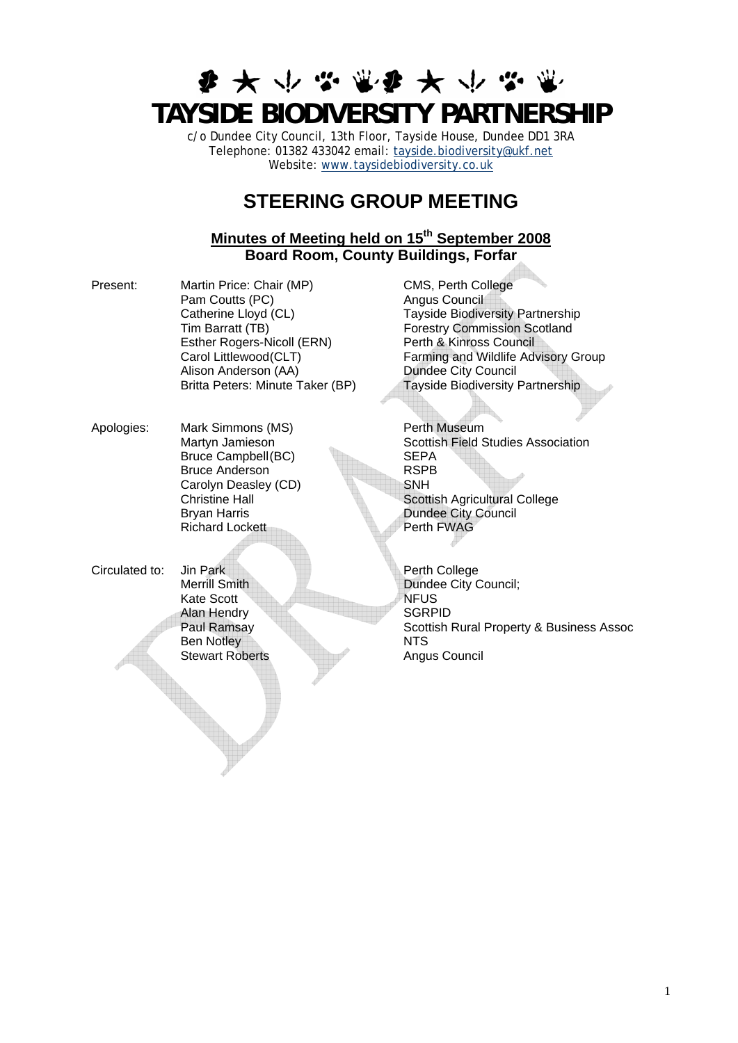# TAYSIDE BIODIVERSITY PARTNERSHIP

c/o Dundee City Council, 13th Floor, Tayside House, Dundee DD1 3RA
Telephone: 01382 433042 email: tayside.biodiversity@ukf.net
Website: www.taysidebiodiversity.co.uk

## STEERING GROUP MEETING

### Minutes of Meeting held on 15th September 2008
**Board Room, County Buildings, Forfar**

| | | |
|---|---|---|
| Present: | Martin Price: Chair (MP) | CMS, Perth College |
| | Pam Coutts (PC) | Angus Council |
| | Catherine Lloyd (CL) | Tayside Biodiversity Partnership |
| | Tim Barratt (TB) | Forestry Commission Scotland |
| | Esther Rogers-Nicoll (ERN) | Perth & Kinross Council |
| | Carol Littlewood(CLT) | Farming and Wildlife Advisory Group |
| | Alison Anderson (AA) | Dundee City Council |
| | Britta Peters: Minute Taker (BP) | Tayside Biodiversity Partnership |
| Apologies: | Mark Simmons (MS) | Perth Museum |
| | Martyn Jamieson | Scottish Field Studies Association |
| | Bruce Campbell(BC) | SEPA |
| | Bruce Anderson | RSPB |
| | Carolyn Deasley (CD) | SNH |
| | Christine Hall | Scottish Agricultural College |
| | Bryan Harris | Dundee City Council |
| | Richard Lockett | Perth FWAG |
| Circulated to: | Jin Park | Perth College |
| | Merrill Smith | Dundee City Council; |
| | Kate Scott | NFUS |
| | Alan Hendry | SGRPID |
| | Paul Ramsay | Scottish Rural Property & Business Assoc |
| | Ben Notley | NTS |
| | Stewart Roberts | Angus Council |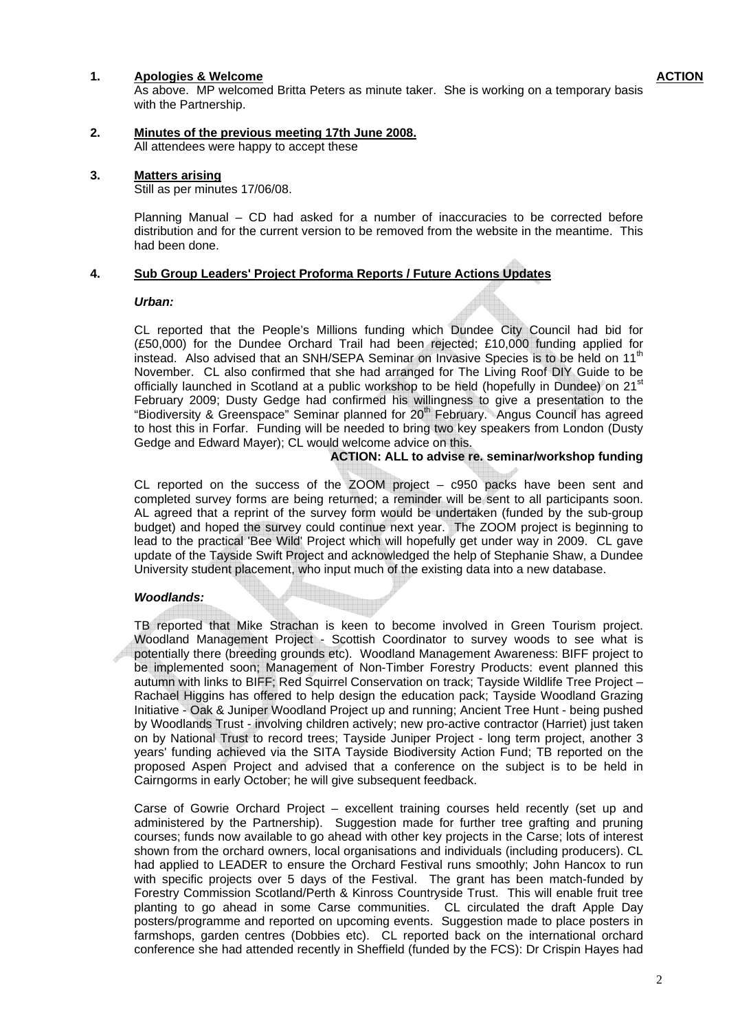**1. Apologies & Welcome** **ACTION**

As above. MP welcomed Britta Peters as minute taker. She is working on a temporary basis with the Partnership.

**2. Minutes of the previous meeting 17th June 2008.**

All attendees were happy to accept these

**3. Matters arising**

Still as per minutes 17/06/08.

Planning Manual – CD had asked for a number of inaccuracies to be corrected before distribution and for the current version to be removed from the website in the meantime. This had been done.

**4. Sub Group Leaders' Project Proforma Reports / Future Actions Updates**

***Urban:***

CL reported that the People's Millions funding which Dundee City Council had bid for (£50,000) for the Dundee Orchard Trail had been rejected; £10,000 funding applied for instead. Also advised that an SNH/SEPA Seminar on Invasive Species is to be held on 11th November. CL also confirmed that she had arranged for The Living Roof DIY Guide to be officially launched in Scotland at a public workshop to be held (hopefully in Dundee) on 21st February 2009; Dusty Gedge had confirmed his willingness to give a presentation to the "Biodiversity & Greenspace" Seminar planned for 20th February. Angus Council has agreed to host this in Forfar. Funding will be needed to bring two key speakers from London (Dusty Gedge and Edward Mayer); CL would welcome advice on this.

**ACTION: ALL to advise re. seminar/workshop funding**

CL reported on the success of the ZOOM project – c950 packs have been sent and completed survey forms are being returned; a reminder will be sent to all participants soon. AL agreed that a reprint of the survey form would be undertaken (funded by the sub-group budget) and hoped the survey could continue next year. The ZOOM project is beginning to lead to the practical 'Bee Wild' Project which will hopefully get under way in 2009. CL gave update of the Tayside Swift Project and acknowledged the help of Stephanie Shaw, a Dundee University student placement, who input much of the existing data into a new database.

***Woodlands:***

TB reported that Mike Strachan is keen to become involved in Green Tourism project. Woodland Management Project - Scottish Coordinator to survey woods to see what is potentially there (breeding grounds etc). Woodland Management Awareness: BIFF project to be implemented soon; Management of Non-Timber Forestry Products: event planned this autumn with links to BIFF; Red Squirrel Conservation on track; Tayside Wildlife Tree Project – Rachael Higgins has offered to help design the education pack; Tayside Woodland Grazing Initiative - Oak & Juniper Woodland Project up and running; Ancient Tree Hunt - being pushed by Woodlands Trust - involving children actively; new pro-active contractor (Harriet) just taken on by National Trust to record trees; Tayside Juniper Project - long term project, another 3 years' funding achieved via the SITA Tayside Biodiversity Action Fund; TB reported on the proposed Aspen Project and advised that a conference on the subject is to be held in Cairngorms in early October; he will give subsequent feedback.

Carse of Gowrie Orchard Project – excellent training courses held recently (set up and administered by the Partnership). Suggestion made for further tree grafting and pruning courses; funds now available to go ahead with other key projects in the Carse; lots of interest shown from the orchard owners, local organisations and individuals (including producers). CL had applied to LEADER to ensure the Orchard Festival runs smoothly; John Hancox to run with specific projects over 5 days of the Festival. The grant has been match-funded by Forestry Commission Scotland/Perth & Kinross Countryside Trust. This will enable fruit tree planting to go ahead in some Carse communities. CL circulated the draft Apple Day posters/programme and reported on upcoming events. Suggestion made to place posters in farmshops, garden centres (Dobbies etc). CL reported back on the international orchard conference she had attended recently in Sheffield (funded by the FCS): Dr Crispin Hayes had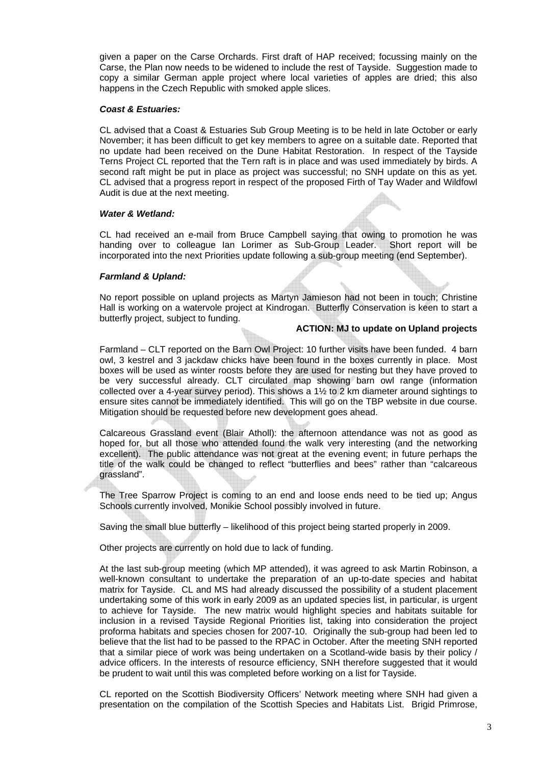given a paper on the Carse Orchards. First draft of HAP received; focussing mainly on the Carse, the Plan now needs to be widened to include the rest of Tayside. Suggestion made to copy a similar German apple project where local varieties of apples are dried; this also happens in the Czech Republic with smoked apple slices.

***Coast & Estuaries:***

CL advised that a Coast & Estuaries Sub Group Meeting is to be held in late October or early November; it has been difficult to get key members to agree on a suitable date. Reported that no update had been received on the Dune Habitat Restoration. In respect of the Tayside Terns Project CL reported that the Tern raft is in place and was used immediately by birds. A second raft might be put in place as project was successful; no SNH update on this as yet. CL advised that a progress report in respect of the proposed Firth of Tay Wader and Wildfowl Audit is due at the next meeting.

***Water & Wetland:***

CL had received an e-mail from Bruce Campbell saying that owing to promotion he was handing over to colleague Ian Lorimer as Sub-Group Leader. Short report will be incorporated into the next Priorities update following a sub-group meeting (end September).

***Farmland & Upland:***

No report possible on upland projects as Martyn Jamieson had not been in touch; Christine Hall is working on a watervole project at Kindrogan. Butterfly Conservation is keen to start a butterfly project, subject to funding.

**ACTION: MJ to update on Upland projects**

Farmland – CLT reported on the Barn Owl Project: 10 further visits have been funded. 4 barn owl, 3 kestrel and 3 jackdaw chicks have been found in the boxes currently in place. Most boxes will be used as winter roosts before they are used for nesting but they have proved to be very successful already. CLT circulated map showing barn owl range (information collected over a 4-year survey period). This shows a 1½ to 2 km diameter around sightings to ensure sites cannot be immediately identified. This will go on the TBP website in due course. Mitigation should be requested before new development goes ahead.

Calcareous Grassland event (Blair Atholl): the afternoon attendance was not as good as hoped for, but all those who attended found the walk very interesting (and the networking excellent). The public attendance was not great at the evening event; in future perhaps the title of the walk could be changed to reflect "butterflies and bees" rather than "calcareous grassland".

The Tree Sparrow Project is coming to an end and loose ends need to be tied up; Angus Schools currently involved, Monikie School possibly involved in future.

Saving the small blue butterfly – likelihood of this project being started properly in 2009.

Other projects are currently on hold due to lack of funding.

At the last sub-group meeting (which MP attended), it was agreed to ask Martin Robinson, a well-known consultant to undertake the preparation of an up-to-date species and habitat matrix for Tayside. CL and MS had already discussed the possibility of a student placement undertaking some of this work in early 2009 as an updated species list, in particular, is urgent to achieve for Tayside. The new matrix would highlight species and habitats suitable for inclusion in a revised Tayside Regional Priorities list, taking into consideration the project proforma habitats and species chosen for 2007-10. Originally the sub-group had been led to believe that the list had to be passed to the RPAC in October. After the meeting SNH reported that a similar piece of work was being undertaken on a Scotland-wide basis by their policy / advice officers. In the interests of resource efficiency, SNH therefore suggested that it would be prudent to wait until this was completed before working on a list for Tayside.

CL reported on the Scottish Biodiversity Officers' Network meeting where SNH had given a presentation on the compilation of the Scottish Species and Habitats List. Brigid Primrose,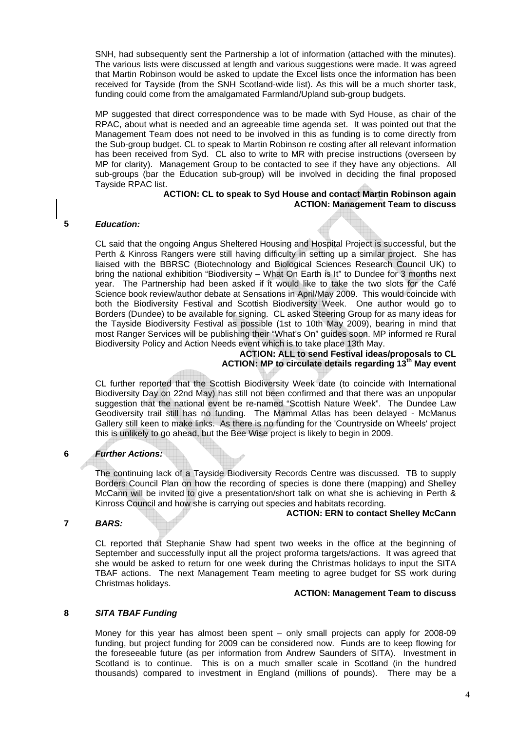SNH, had subsequently sent the Partnership a lot of information (attached with the minutes). The various lists were discussed at length and various suggestions were made. It was agreed that Martin Robinson would be asked to update the Excel lists once the information has been received for Tayside (from the SNH Scotland-wide list). As this will be a much shorter task, funding could come from the amalgamated Farmland/Upland sub-group budgets.

MP suggested that direct correspondence was to be made with Syd House, as chair of the RPAC, about what is needed and an agreeable time agenda set. It was pointed out that the Management Team does not need to be involved in this as funding is to come directly from the Sub-group budget. CL to speak to Martin Robinson re costing after all relevant information has been received from Syd. CL also to write to MR with precise instructions (overseen by MP for clarity). Management Group to be contacted to see if they have any objections. All sub-groups (bar the Education sub-group) will be involved in deciding the final proposed Tayside RPAC list.

**ACTION: CL to speak to Syd House and contact Martin Robinson again**
**ACTION: Management Team to discuss**

## 5 *Education:*

CL said that the ongoing Angus Sheltered Housing and Hospital Project is successful, but the Perth & Kinross Rangers were still having difficulty in setting up a similar project. She has liaised with the BBRSC (Biotechnology and Biological Sciences Research Council UK) to bring the national exhibition "Biodiversity – What On Earth is It" to Dundee for 3 months next year. The Partnership had been asked if it would like to take the two slots for the Café Science book review/author debate at Sensations in April/May 2009. This would coincide with both the Biodiversity Festival and Scottish Biodiversity Week. One author would go to Borders (Dundee) to be available for signing. CL asked Steering Group for as many ideas for the Tayside Biodiversity Festival as possible (1st to 10th May 2009), bearing in mind that most Ranger Services will be publishing their "What's On" guides soon. MP informed re Rural Biodiversity Policy and Action Needs event which is to take place 13th May.

**ACTION: ALL to send Festival ideas/proposals to CL**
**ACTION: MP to circulate details regarding 13th May event**

CL further reported that the Scottish Biodiversity Week date (to coincide with International Biodiversity Day on 22nd May) has still not been confirmed and that there was an unpopular suggestion that the national event be re-named "Scottish Nature Week". The Dundee Law Geodiversity trail still has no funding. The Mammal Atlas has been delayed - McManus Gallery still keen to make links. As there is no funding for the 'Countryside on Wheels' project this is unlikely to go ahead, but the Bee Wise project is likely to begin in 2009.

## 6 *Further Actions:*

The continuing lack of a Tayside Biodiversity Records Centre was discussed. TB to supply Borders Council Plan on how the recording of species is done there (mapping) and Shelley McCann will be invited to give a presentation/short talk on what she is achieving in Perth & Kinross Council and how she is carrying out species and habitats recording.

**ACTION: ERN to contact Shelley McCann**

## 7 *BARS:*

CL reported that Stephanie Shaw had spent two weeks in the office at the beginning of September and successfully input all the project proforma targets/actions. It was agreed that she would be asked to return for one week during the Christmas holidays to input the SITA TBAF actions. The next Management Team meeting to agree budget for SS work during Christmas holidays.

**ACTION: Management Team to discuss**

## 8 *SITA TBAF Funding*

Money for this year has almost been spent – only small projects can apply for 2008-09 funding, but project funding for 2009 can be considered now. Funds are to keep flowing for the foreseeable future (as per information from Andrew Saunders of SITA). Investment in Scotland is to continue. This is on a much smaller scale in Scotland (in the hundred thousands) compared to investment in England (millions of pounds). There may be a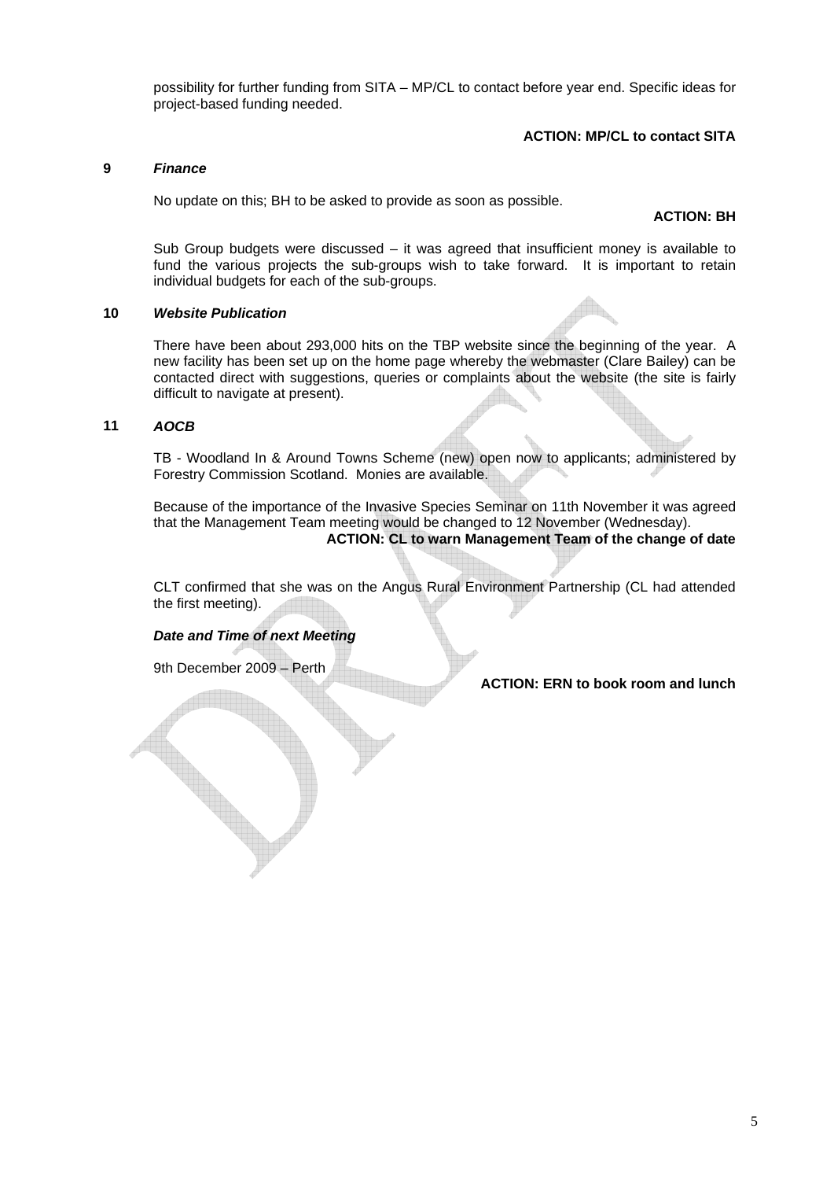possibility for further funding from SITA – MP/CL to contact before year end. Specific ideas for project-based funding needed.

**ACTION: MP/CL to contact SITA**

## 9 *Finance*

No update on this; BH to be asked to provide as soon as possible.

**ACTION: BH**

Sub Group budgets were discussed – it was agreed that insufficient money is available to fund the various projects the sub-groups wish to take forward. It is important to retain individual budgets for each of the sub-groups.

## 10 *Website Publication*

There have been about 293,000 hits on the TBP website since the beginning of the year. A new facility has been set up on the home page whereby the webmaster (Clare Bailey) can be contacted direct with suggestions, queries or complaints about the website (the site is fairly difficult to navigate at present).

## 11 *AOCB*

TB - Woodland In & Around Towns Scheme (new) open now to applicants; administered by Forestry Commission Scotland. Monies are available.

Because of the importance of the Invasive Species Seminar on 11th November it was agreed that the Management Team meeting would be changed to 12 November (Wednesday).

**ACTION: CL to warn Management Team of the change of date**

CLT confirmed that she was on the Angus Rural Environment Partnership (CL had attended the first meeting).

### *Date and Time of next Meeting*

9th December 2009 – Perth

**ACTION: ERN to book room and lunch**